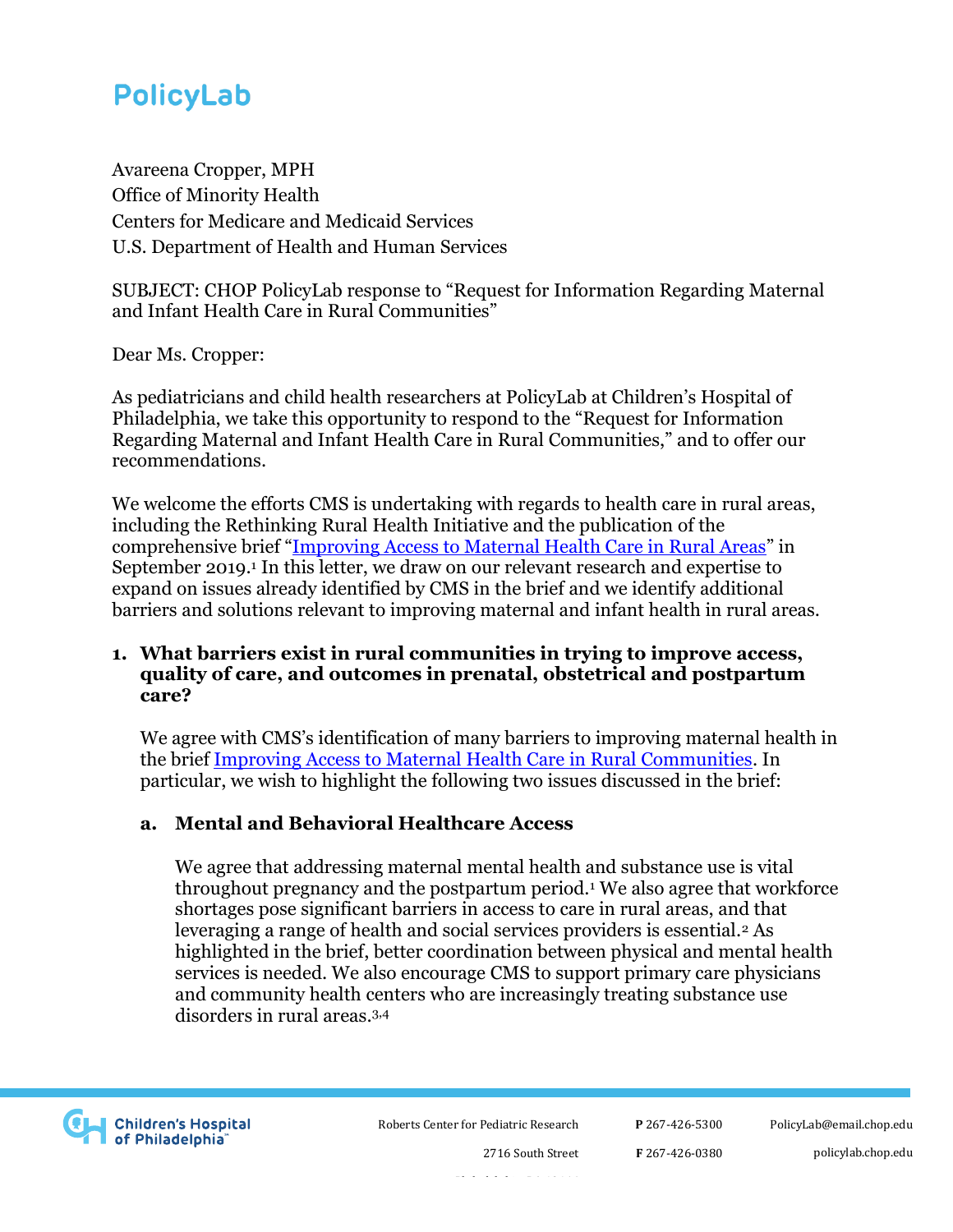# PolicyLab

Avareena Cropper, MPH
Office of Minority Health
Centers for Medicare and Medicaid Services
U.S. Department of Health and Human Services

SUBJECT: CHOP PolicyLab response to "Request for Information Regarding Maternal and Infant Health Care in Rural Communities"

Dear Ms. Cropper:

As pediatricians and child health researchers at PolicyLab at Children's Hospital of Philadelphia, we take this opportunity to respond to the "Request for Information Regarding Maternal and Infant Health Care in Rural Communities," and to offer our recommendations.

We welcome the efforts CMS is undertaking with regards to health care in rural areas, including the Rethinking Rural Health Initiative and the publication of the comprehensive brief "Improving Access to Maternal Health Care in Rural Areas" in September 2019.[1] In this letter, we draw on our relevant research and expertise to expand on issues already identified by CMS in the brief and we identify additional barriers and solutions relevant to improving maternal and infant health in rural areas.

1. **What barriers exist in rural communities in trying to improve access, quality of care, and outcomes in prenatal, obstetrical and postpartum care?**

   We agree with CMS's identification of many barriers to improving maternal health in the brief Improving Access to Maternal Health Care in Rural Communities. In particular, we wish to highlight the following two issues discussed in the brief:

   a. **Mental and Behavioral Healthcare Access**

   We agree that addressing maternal mental health and substance use is vital throughout pregnancy and the postpartum period.[1] We also agree that workforce shortages pose significant barriers in access to care in rural areas, and that leveraging a range of health and social services providers is essential.[2] As highlighted in the brief, better coordination between physical and mental health services is needed. We also encourage CMS to support primary care physicians and community health centers who are increasingly treating substance use disorders in rural areas.[3,4]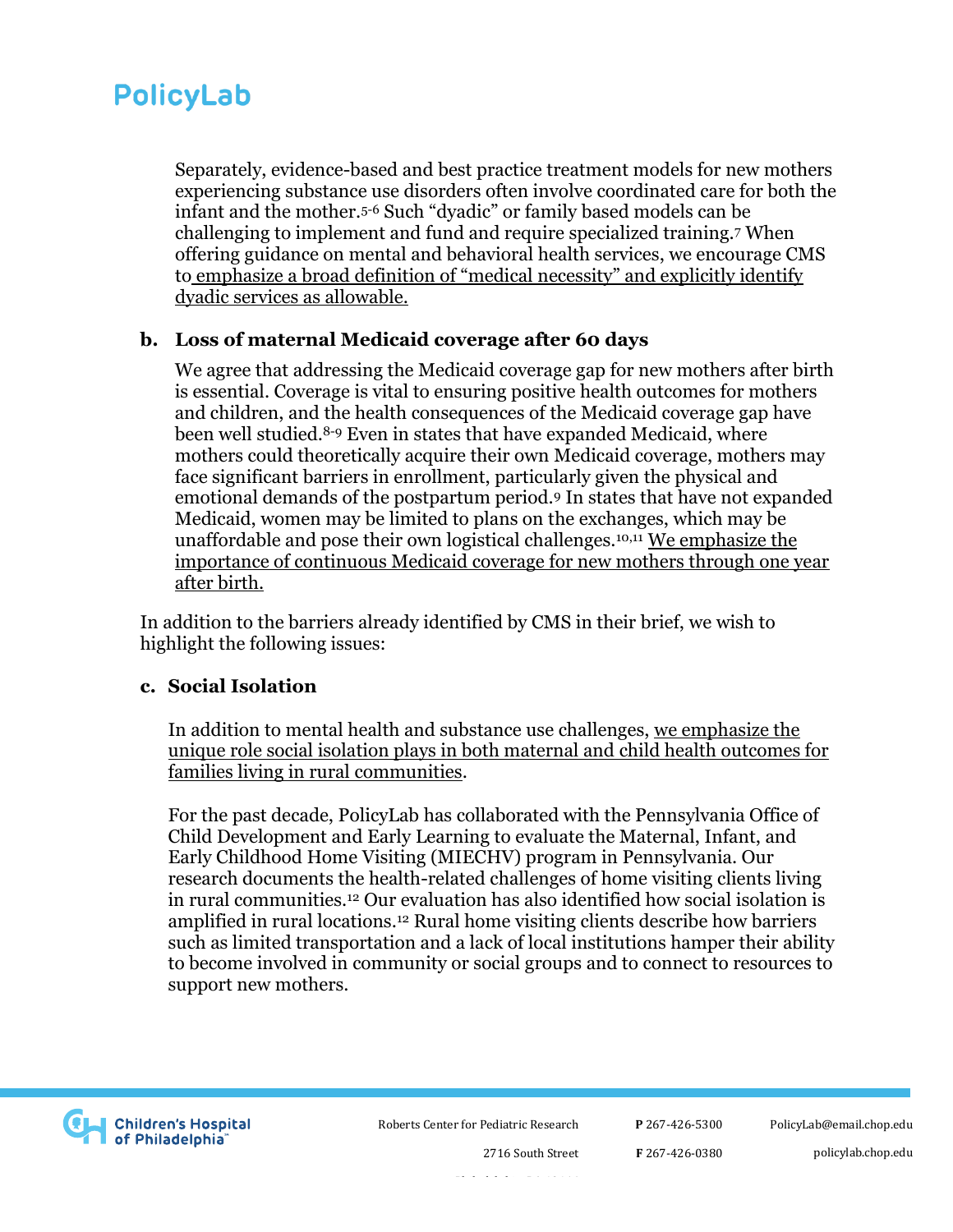Separately, evidence-based and best practice treatment models for new mothers experiencing substance use disorders often involve coordinated care for both the infant and the mother.[5-6] Such "dyadic" or family based models can be challenging to implement and fund and require specialized training.[7] When offering guidance on mental and behavioral health services, we encourage CMS to emphasize a broad definition of "medical necessity" and explicitly identify dyadic services as allowable.

**b. Loss of maternal Medicaid coverage after 60 days**

We agree that addressing the Medicaid coverage gap for new mothers after birth is essential. Coverage is vital to ensuring positive health outcomes for mothers and children, and the health consequences of the Medicaid coverage gap have been well studied.[8-9] Even in states that have expanded Medicaid, where mothers could theoretically acquire their own Medicaid coverage, mothers may face significant barriers in enrollment, particularly given the physical and emotional demands of the postpartum period.[9] In states that have not expanded Medicaid, women may be limited to plans on the exchanges, which may be unaffordable and pose their own logistical challenges.[10,11] We emphasize the importance of continuous Medicaid coverage for new mothers through one year after birth.

In addition to the barriers already identified by CMS in their brief, we wish to highlight the following issues:

**c. Social Isolation**

In addition to mental health and substance use challenges, we emphasize the unique role social isolation plays in both maternal and child health outcomes for families living in rural communities.

For the past decade, PolicyLab has collaborated with the Pennsylvania Office of Child Development and Early Learning to evaluate the Maternal, Infant, and Early Childhood Home Visiting (MIECHV) program in Pennsylvania. Our research documents the health-related challenges of home visiting clients living in rural communities.[12] Our evaluation has also identified how social isolation is amplified in rural locations.[12] Rural home visiting clients describe how barriers such as limited transportation and a lack of local institutions hamper their ability to become involved in community or social groups and to connect to resources to support new mothers.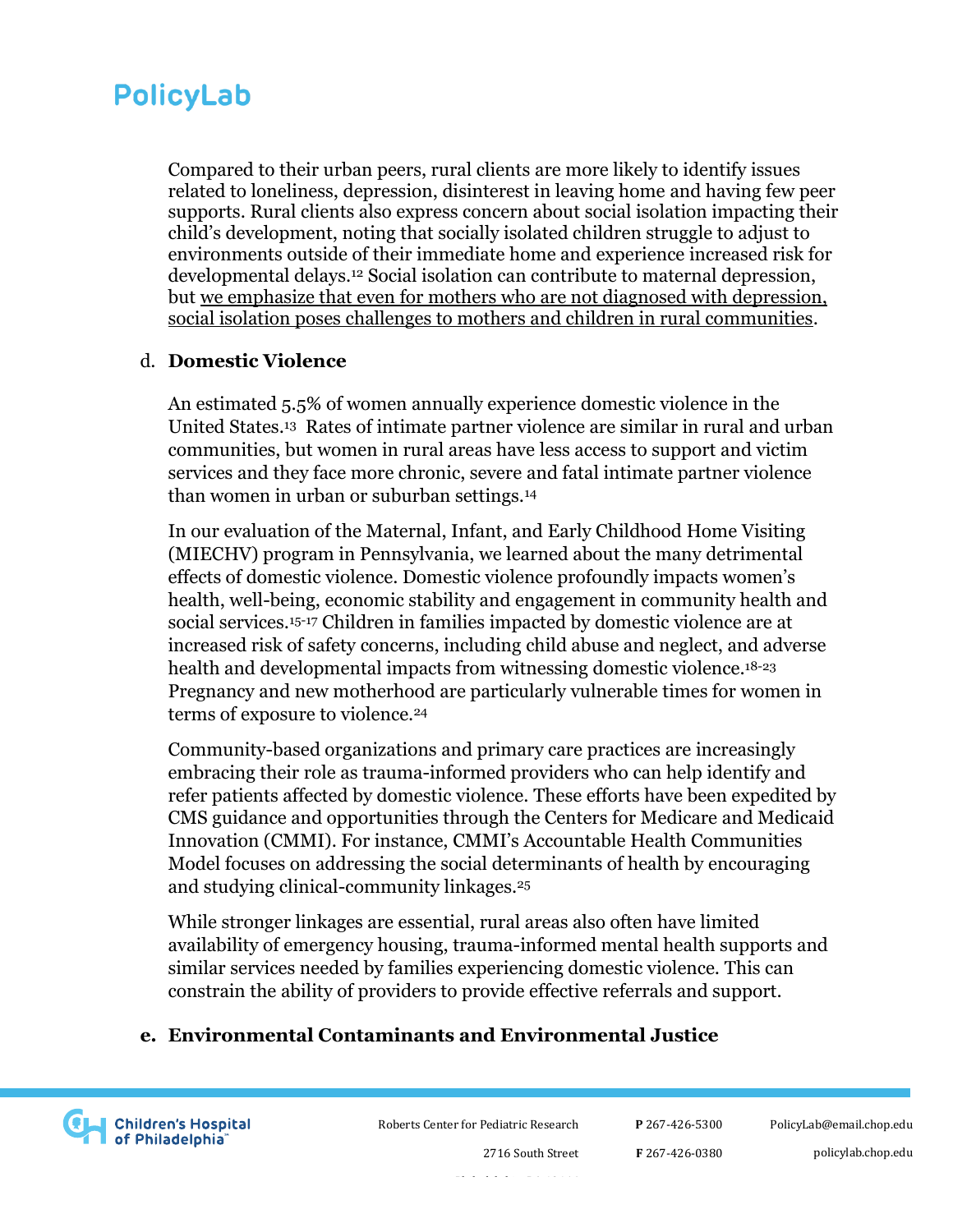Compared to their urban peers, rural clients are more likely to identify issues related to loneliness, depression, disinterest in leaving home and having few peer supports. Rural clients also express concern about social isolation impacting their child's development, noting that socially isolated children struggle to adjust to environments outside of their immediate home and experience increased risk for developmental delays.[12] Social isolation can contribute to maternal depression, but <u>we emphasize that even for mothers who are not diagnosed with depression, social isolation poses challenges to mothers and children in rural communities</u>.

### d. **Domestic Violence**

An estimated 5.5% of women annually experience domestic violence in the United States.[13] Rates of intimate partner violence are similar in rural and urban communities, but women in rural areas have less access to support and victim services and they face more chronic, severe and fatal intimate partner violence than women in urban or suburban settings.[14]

In our evaluation of the Maternal, Infant, and Early Childhood Home Visiting (MIECHV) program in Pennsylvania, we learned about the many detrimental effects of domestic violence. Domestic violence profoundly impacts women's health, well-being, economic stability and engagement in community health and social services.[15-17] Children in families impacted by domestic violence are at increased risk of safety concerns, including child abuse and neglect, and adverse health and developmental impacts from witnessing domestic violence.[18-23] Pregnancy and new motherhood are particularly vulnerable times for women in terms of exposure to violence.[24]

Community-based organizations and primary care practices are increasingly embracing their role as trauma-informed providers who can help identify and refer patients affected by domestic violence. These efforts have been expedited by CMS guidance and opportunities through the Centers for Medicare and Medicaid Innovation (CMMI). For instance, CMMI's Accountable Health Communities Model focuses on addressing the social determinants of health by encouraging and studying clinical-community linkages.[25]

While stronger linkages are essential, rural areas also often have limited availability of emergency housing, trauma-informed mental health supports and similar services needed by families experiencing domestic violence. This can constrain the ability of providers to provide effective referrals and support.

### e. **Environmental Contaminants and Environmental Justice**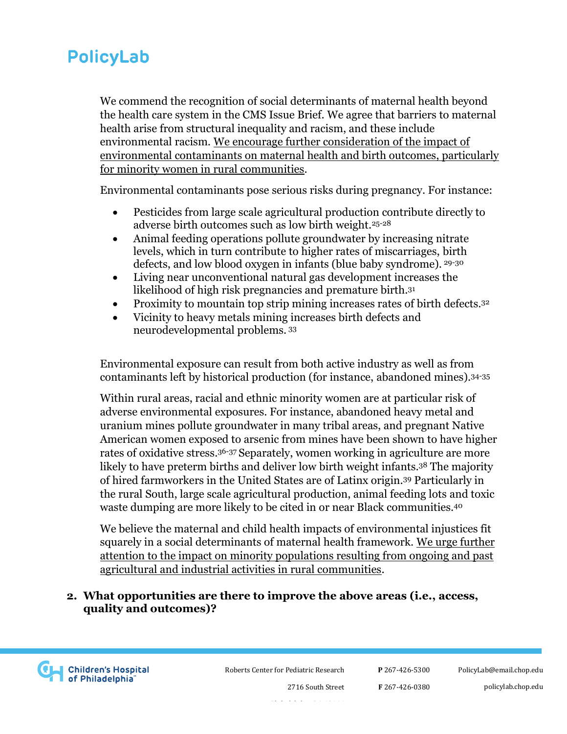We commend the recognition of social determinants of maternal health beyond the health care system in the CMS Issue Brief. We agree that barriers to maternal health arise from structural inequality and racism, and these include environmental racism. <u>We encourage further consideration of the impact of environmental contaminants on maternal health and birth outcomes, particularly for minority women in rural communities</u>.

Environmental contaminants pose serious risks during pregnancy. For instance:

- Pesticides from large scale agricultural production contribute directly to adverse birth outcomes such as low birth weight.[25-28]
- Animal feeding operations pollute groundwater by increasing nitrate levels, which in turn contribute to higher rates of miscarriages, birth defects, and low blood oxygen in infants (blue baby syndrome).[29-30]
- Living near unconventional natural gas development increases the likelihood of high risk pregnancies and premature birth.[31]
- Proximity to mountain top strip mining increases rates of birth defects.[32]
- Vicinity to heavy metals mining increases birth defects and neurodevelopmental problems.[33]

Environmental exposure can result from both active industry as well as from contaminants left by historical production (for instance, abandoned mines).[34-35]

Within rural areas, racial and ethnic minority women are at particular risk of adverse environmental exposures. For instance, abandoned heavy metal and uranium mines pollute groundwater in many tribal areas, and pregnant Native American women exposed to arsenic from mines have been shown to have higher rates of oxidative stress.[36-37] Separately, women working in agriculture are more likely to have preterm births and deliver low birth weight infants.[38] The majority of hired farmworkers in the United States are of Latinx origin.[39] Particularly in the rural South, large scale agricultural production, animal feeding lots and toxic waste dumping are more likely to be cited in or near Black communities.[40]

We believe the maternal and child health impacts of environmental injustices fit squarely in a social determinants of maternal health framework. <u>We urge further attention to the impact on minority populations resulting from ongoing and past agricultural and industrial activities in rural communities</u>.

**2. What opportunities are there to improve the above areas (i.e., access, quality and outcomes)?**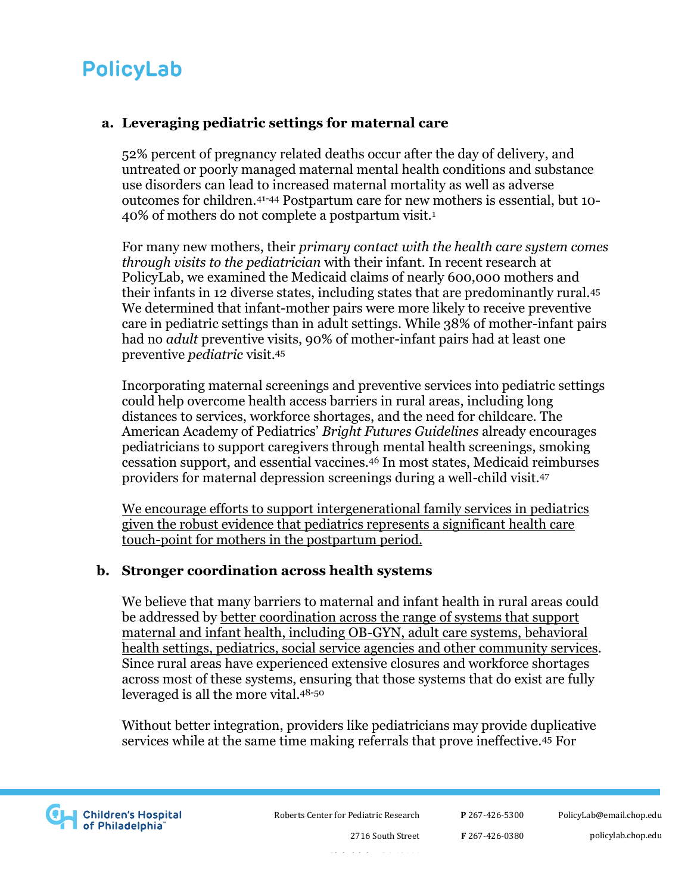**a. Leveraging pediatric settings for maternal care**

52% percent of pregnancy related deaths occur after the day of delivery, and untreated or poorly managed maternal mental health conditions and substance use disorders can lead to increased maternal mortality as well as adverse outcomes for children.[41-44] Postpartum care for new mothers is essential, but 10-40% of mothers do not complete a postpartum visit.[1]

For many new mothers, their *primary contact with the health care system comes through visits to the pediatrician* with their infant. In recent research at PolicyLab, we examined the Medicaid claims of nearly 600,000 mothers and their infants in 12 diverse states, including states that are predominantly rural.[45] We determined that infant-mother pairs were more likely to receive preventive care in pediatric settings than in adult settings. While 38% of mother-infant pairs had no *adult* preventive visits, 90% of mother-infant pairs had at least one preventive *pediatric* visit.[45]

Incorporating maternal screenings and preventive services into pediatric settings could help overcome health access barriers in rural areas, including long distances to services, workforce shortages, and the need for childcare. The American Academy of Pediatrics' *Bright Futures Guidelines* already encourages pediatricians to support caregivers through mental health screenings, smoking cessation support, and essential vaccines.[46] In most states, Medicaid reimburses providers for maternal depression screenings during a well-child visit.[47]

<u>We encourage efforts to support intergenerational family services in pediatrics given the robust evidence that pediatrics represents a significant health care touch-point for mothers in the postpartum period.</u>

**b. Stronger coordination across health systems**

We believe that many barriers to maternal and infant health in rural areas could be addressed by <u>better coordination across the range of systems that support maternal and infant health, including OB-GYN, adult care systems, behavioral health settings, pediatrics, social service agencies and other community services</u>. Since rural areas have experienced extensive closures and workforce shortages across most of these systems, ensuring that those systems that do exist are fully leveraged is all the more vital.[48-50]

Without better integration, providers like pediatricians may provide duplicative services while at the same time making referrals that prove ineffective.[45] For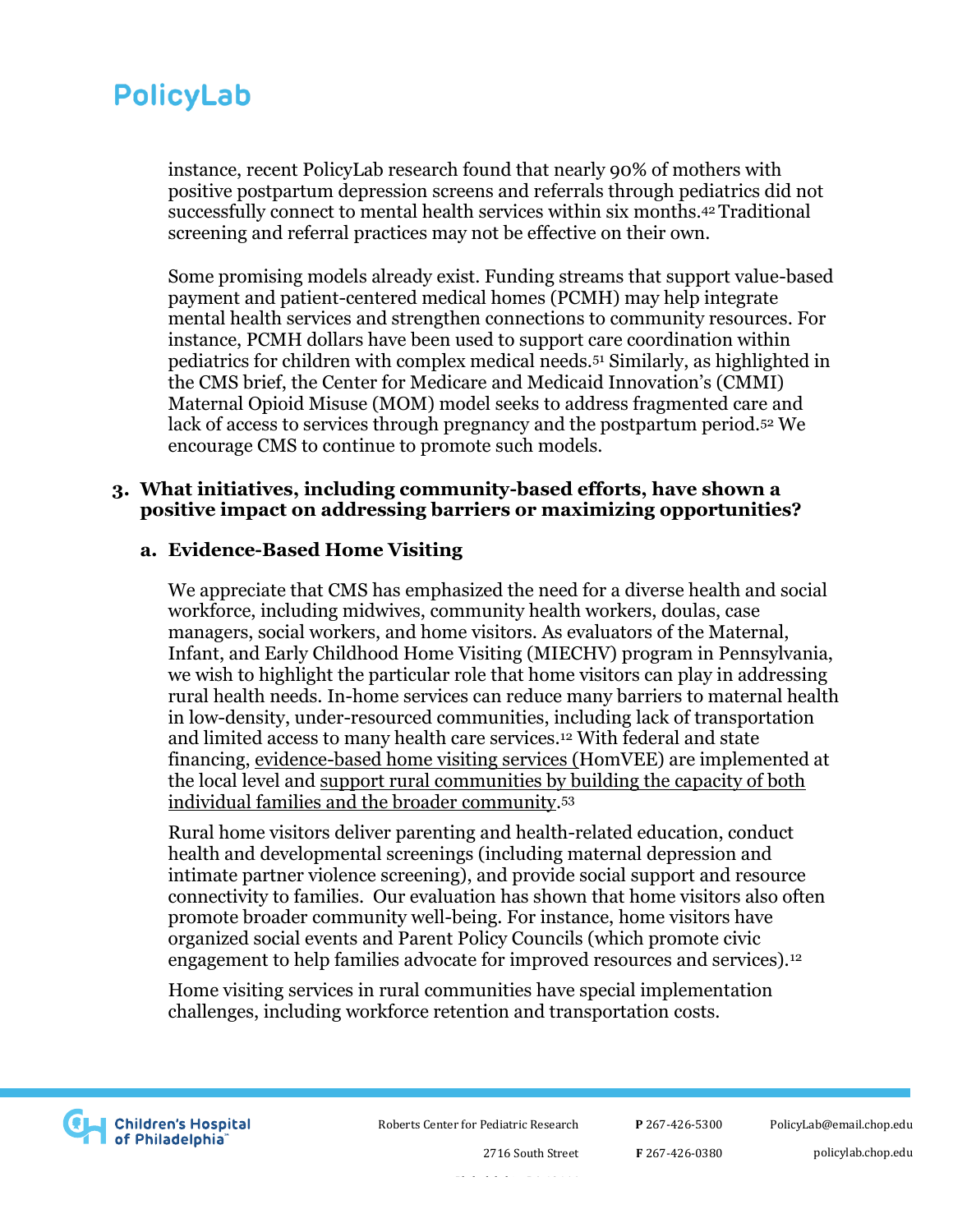instance, recent PolicyLab research found that nearly 90% of mothers with positive postpartum depression screens and referrals through pediatrics did not successfully connect to mental health services within six months.[42] Traditional screening and referral practices may not be effective on their own.

Some promising models already exist. Funding streams that support value-based payment and patient-centered medical homes (PCMH) may help integrate mental health services and strengthen connections to community resources. For instance, PCMH dollars have been used to support care coordination within pediatrics for children with complex medical needs.[51] Similarly, as highlighted in the CMS brief, the Center for Medicare and Medicaid Innovation's (CMMI) Maternal Opioid Misuse (MOM) model seeks to address fragmented care and lack of access to services through pregnancy and the postpartum period.[52] We encourage CMS to continue to promote such models.

### 3. What initiatives, including community-based efforts, have shown a positive impact on addressing barriers or maximizing opportunities?

#### a. Evidence-Based Home Visiting

We appreciate that CMS has emphasized the need for a diverse health and social workforce, including midwives, community health workers, doulas, case managers, social workers, and home visitors. As evaluators of the Maternal, Infant, and Early Childhood Home Visiting (MIECHV) program in Pennsylvania, we wish to highlight the particular role that home visitors can play in addressing rural health needs. In-home services can reduce many barriers to maternal health in low-density, under-resourced communities, including lack of transportation and limited access to many health care services.[12] With federal and state financing, evidence-based home visiting services (HomVEE) are implemented at the local level and support rural communities by building the capacity of both individual families and the broader community.[53]

Rural home visitors deliver parenting and health-related education, conduct health and developmental screenings (including maternal depression and intimate partner violence screening), and provide social support and resource connectivity to families. Our evaluation has shown that home visitors also often promote broader community well-being. For instance, home visitors have organized social events and Parent Policy Councils (which promote civic engagement to help families advocate for improved resources and services).[12]

Home visiting services in rural communities have special implementation challenges, including workforce retention and transportation costs.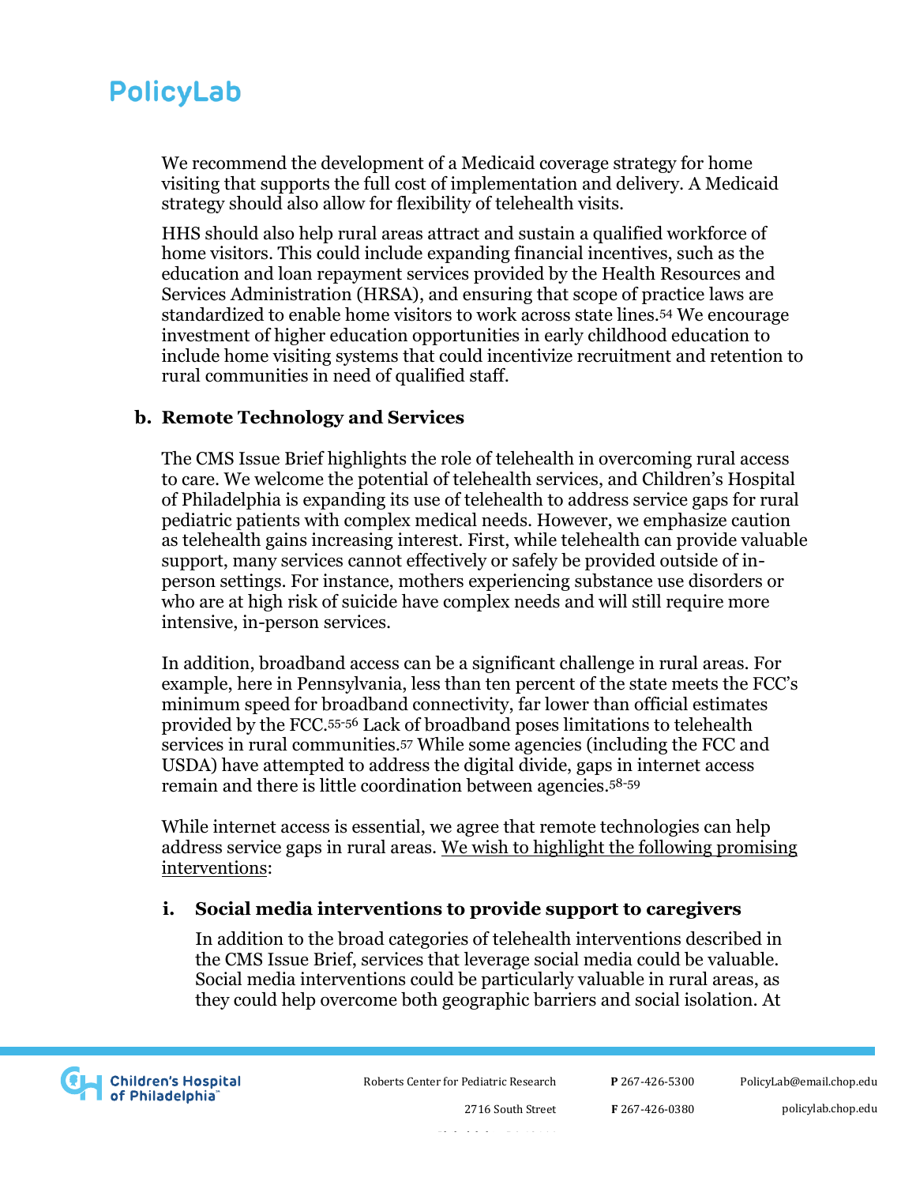We recommend the development of a Medicaid coverage strategy for home visiting that supports the full cost of implementation and delivery. A Medicaid strategy should also allow for flexibility of telehealth visits.

HHS should also help rural areas attract and sustain a qualified workforce of home visitors. This could include expanding financial incentives, such as the education and loan repayment services provided by the Health Resources and Services Administration (HRSA), and ensuring that scope of practice laws are standardized to enable home visitors to work across state lines.[54] We encourage investment of higher education opportunities in early childhood education to include home visiting systems that could incentivize recruitment and retention to rural communities in need of qualified staff.

### b. Remote Technology and Services

The CMS Issue Brief highlights the role of telehealth in overcoming rural access to care. We welcome the potential of telehealth services, and Children's Hospital of Philadelphia is expanding its use of telehealth to address service gaps for rural pediatric patients with complex medical needs. However, we emphasize caution as telehealth gains increasing interest. First, while telehealth can provide valuable support, many services cannot effectively or safely be provided outside of in-person settings. For instance, mothers experiencing substance use disorders or who are at high risk of suicide have complex needs and will still require more intensive, in-person services.

In addition, broadband access can be a significant challenge in rural areas. For example, here in Pennsylvania, less than ten percent of the state meets the FCC's minimum speed for broadband connectivity, far lower than official estimates provided by the FCC.[55-56] Lack of broadband poses limitations to telehealth services in rural communities.[57] While some agencies (including the FCC and USDA) have attempted to address the digital divide, gaps in internet access remain and there is little coordination between agencies.[58-59]

While internet access is essential, we agree that remote technologies can help address service gaps in rural areas. We wish to highlight the following promising interventions:

#### i. Social media interventions to provide support to caregivers

In addition to the broad categories of telehealth interventions described in the CMS Issue Brief, services that leverage social media could be valuable. Social media interventions could be particularly valuable in rural areas, as they could help overcome both geographic barriers and social isolation. At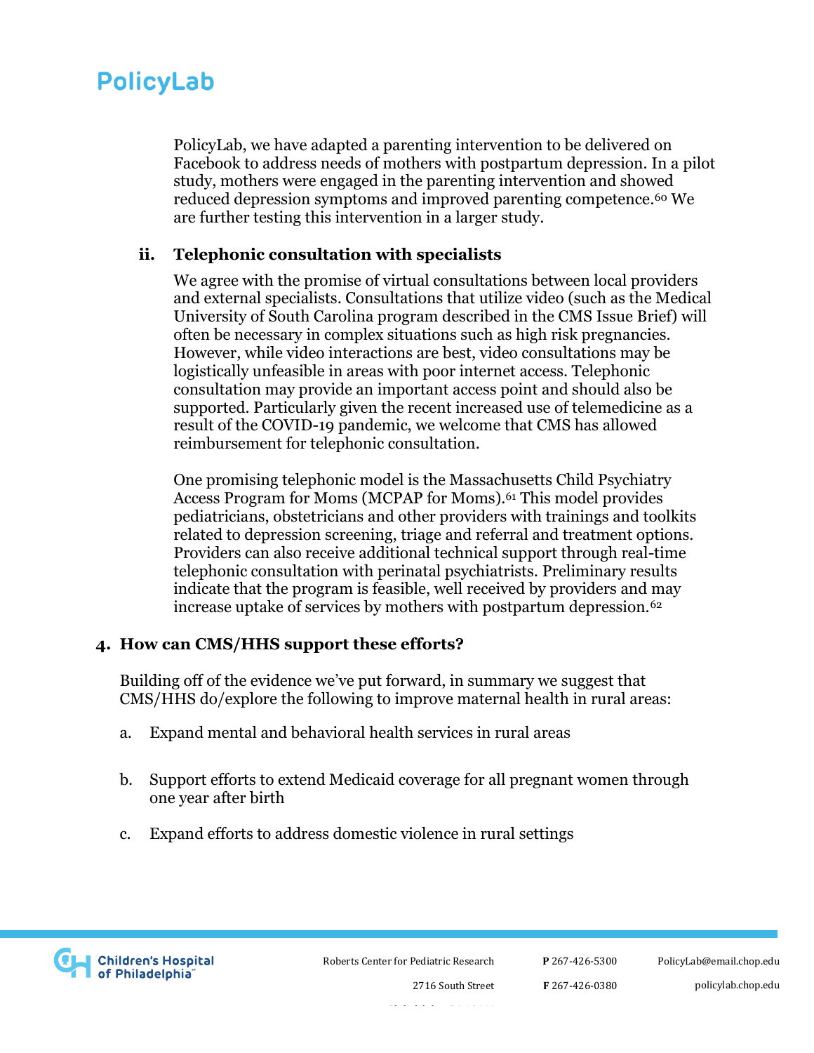PolicyLab, we have adapted a parenting intervention to be delivered on Facebook to address needs of mothers with postpartum depression. In a pilot study, mothers were engaged in the parenting intervention and showed reduced depression symptoms and improved parenting competence.[60] We are further testing this intervention in a larger study.

### ii. Telephonic consultation with specialists

We agree with the promise of virtual consultations between local providers and external specialists. Consultations that utilize video (such as the Medical University of South Carolina program described in the CMS Issue Brief) will often be necessary in complex situations such as high risk pregnancies. However, while video interactions are best, video consultations may be logistically unfeasible in areas with poor internet access. Telephonic consultation may provide an important access point and should also be supported. Particularly given the recent increased use of telemedicine as a result of the COVID-19 pandemic, we welcome that CMS has allowed reimbursement for telephonic consultation.

One promising telephonic model is the Massachusetts Child Psychiatry Access Program for Moms (MCPAP for Moms).[61] This model provides pediatricians, obstetricians and other providers with trainings and toolkits related to depression screening, triage and referral and treatment options. Providers can also receive additional technical support through real-time telephonic consultation with perinatal psychiatrists. Preliminary results indicate that the program is feasible, well received by providers and may increase uptake of services by mothers with postpartum depression.[62]

## 4. How can CMS/HHS support these efforts?

Building off of the evidence we've put forward, in summary we suggest that CMS/HHS do/explore the following to improve maternal health in rural areas:

a. Expand mental and behavioral health services in rural areas

b. Support efforts to extend Medicaid coverage for all pregnant women through one year after birth

c. Expand efforts to address domestic violence in rural settings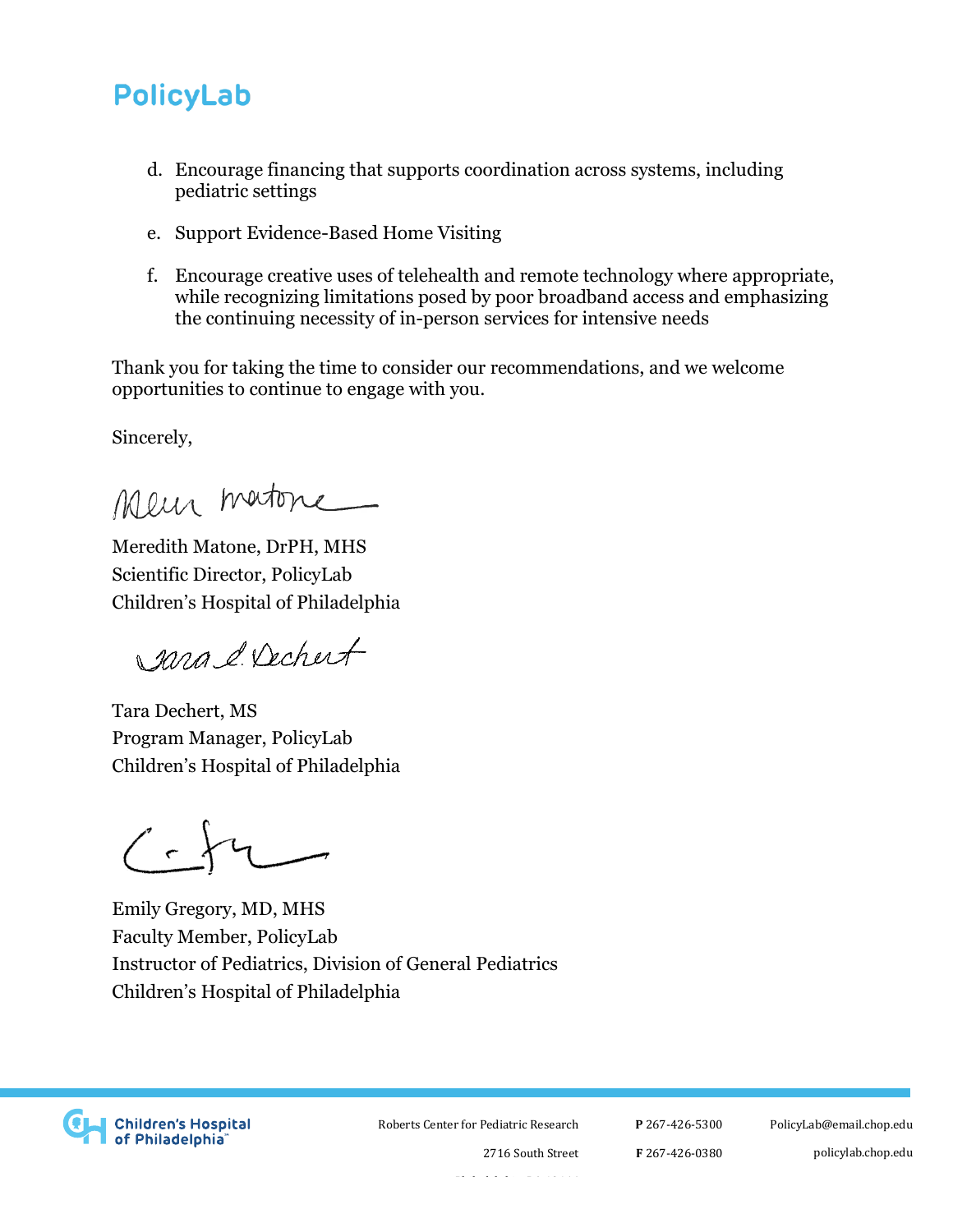d. Encourage financing that supports coordination across systems, including pediatric settings

e. Support Evidence-Based Home Visiting

f. Encourage creative uses of telehealth and remote technology where appropriate, while recognizing limitations posed by poor broadband access and emphasizing the continuing necessity of in-person services for intensive needs

Thank you for taking the time to consider our recommendations, and we welcome opportunities to continue to engage with you.

Sincerely,

Meredith Matone, DrPH, MHS
Scientific Director, PolicyLab
Children's Hospital of Philadelphia

Tara Dechert, MS
Program Manager, PolicyLab
Children's Hospital of Philadelphia

Emily Gregory, MD, MHS
Faculty Member, PolicyLab
Instructor of Pediatrics, Division of General Pediatrics
Children's Hospital of Philadelphia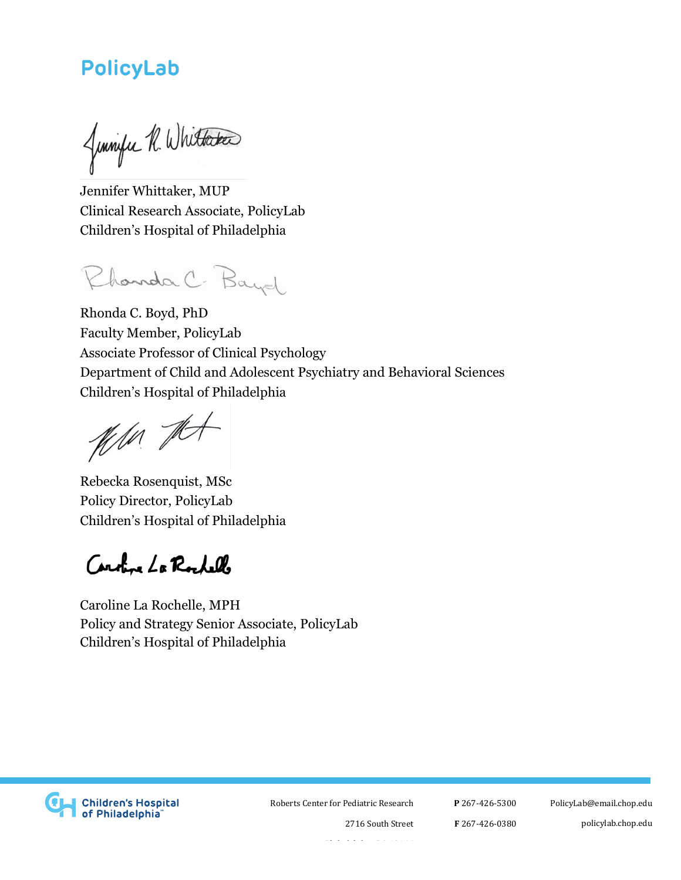PolicyLab

Jennifer Whittaker, MUP
Clinical Research Associate, PolicyLab
Children's Hospital of Philadelphia

Rhonda C. Boyd, PhD
Faculty Member, PolicyLab
Associate Professor of Clinical Psychology
Department of Child and Adolescent Psychiatry and Behavioral Sciences
Children's Hospital of Philadelphia

Rebecka Rosenquist, MSc
Policy Director, PolicyLab
Children's Hospital of Philadelphia

Caroline La Rochelle, MPH
Policy and Strategy Senior Associate, PolicyLab
Children's Hospital of Philadelphia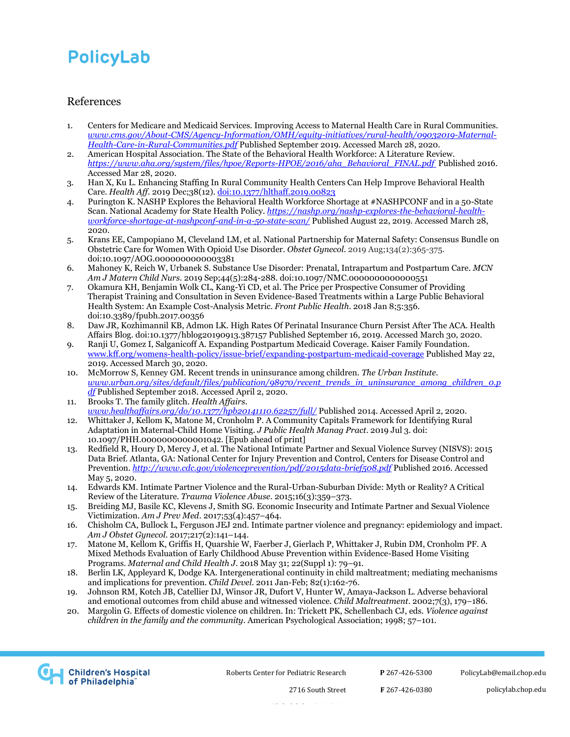## References

1. Centers for Medicare and Medicaid Services. Improving Access to Maternal Health Care in Rural Communities. [www.cms.gov/About-CMS/Agency-Information/OMH/equity-initiatives/rural-health/09032019-Maternal-Health-Care-in-Rural-Communities.pdf](www.cms.gov/About-CMS/Agency-Information/OMH/equity-initiatives/rural-health/09032019-Maternal-Health-Care-in-Rural-Communities.pdf) Published September 2019. Accessed March 28, 2020.
2. American Hospital Association. The State of the Behavioral Health Workforce: A Literature Review. [https://www.aha.org/system/files/hpoe/Reports-HPOE/2016/aha_Behavioral_FINAL.pdf](https://www.aha.org/system/files/hpoe/Reports-HPOE/2016/aha_Behavioral_FINAL.pdf) Published 2016. Accessed Mar 28, 2020.
3. Han X, Ku L. Enhancing Staffing In Rural Community Health Centers Can Help Improve Behavioral Health Care. *Health Aff*. 2019 Dec;38(12). doi:10.1377/hlthaff.2019.00823
4. Purington K. NASHP Explores the Behavioral Health Workforce Shortage at #NASHPCONF and in a 50-State Scan. National Academy for State Health Policy. [https://nashp.org/nashp-explores-the-behavioral-health-workforce-shortage-at-nashpconf-and-in-a-50-state-scan/](https://nashp.org/nashp-explores-the-behavioral-health-workforce-shortage-at-nashpconf-and-in-a-50-state-scan/) Published August 22, 2019. Accessed March 28, 2020.
5. Krans EE, Campopiano M, Cleveland LM, et al. National Partnership for Maternal Safety: Consensus Bundle on Obstetric Care for Women With Opioid Use Disorder. *Obstet Gynecol*. 2019 Aug;134(2):365-375. doi:10.1097/AOG.0000000000003381
6. Mahoney K, Reich W, Urbanek S. Substance Use Disorder: Prenatal, Intrapartum and Postpartum Care. *MCN Am J Matern Child Nurs*. 2019 Sep;44(5):284-288. doi:10.1097/NMC.0000000000000551
7. Okamura KH, Benjamin Wolk CL, Kang-Yi CD, et al. The Price per Prospective Consumer of Providing Therapist Training and Consultation in Seven Evidence-Based Treatments within a Large Public Behavioral Health System: An Example Cost-Analysis Metric. *Front Public Health*. 2018 Jan 8;5:356. doi:10.3389/fpubh.2017.00356
8. Daw JR, Kozhimannil KB, Admon LK. High Rates Of Perinatal Insurance Churn Persist After The ACA. Health Affairs Blog. doi:10.1377/hblog20190913.387157 Published September 16, 2019. Accessed March 30, 2020.
9. Ranji U, Gomez I, Salganicoff A. Expanding Postpartum Medicaid Coverage. Kaiser Family Foundation. [www.kff.org/womens-health-policy/issue-brief/expanding-postpartum-medicaid-coverage](www.kff.org/womens-health-policy/issue-brief/expanding-postpartum-medicaid-coverage) Published May 22, 2019. Accessed March 30, 2020.
10. McMorrow S, Kenney GM. Recent trends in uninsurance among children. *The Urban Institute*. [www.urban.org/sites/default/files/publication/98970/recent_trends_in_uninsurance_among_children_0.pdf](www.urban.org/sites/default/files/publication/98970/recent_trends_in_uninsurance_among_children_0.pdf) Published September 2018. Accessed April 2, 2020.
11. Brooks T. The family glitch. *Health Affairs*. [www.healthaffairs.org/do/10.1377/hpb20141110.62257/full/](www.healthaffairs.org/do/10.1377/hpb20141110.62257/full/) Published 2014. Accessed April 2, 2020.
12. Whittaker J, Kellom K, Matone M, Cronholm P. A Community Capitals Framework for Identifying Rural Adaptation in Maternal-Child Home Visiting. *J Public Health Manag Pract*. 2019 Jul 3. doi: 10.1097/PHH.0000000000001042. [Epub ahead of print]
13. Redfield R, Houry D, Mercy J, et al. The National Intimate Partner and Sexual Violence Survey (NISVS): 2015 Data Brief. Atlanta, GA: National Center for Injury Prevention and Control, Centers for Disease Control and Prevention. [http://www.cdc.gov/violenceprevention/pdf/2015data-brief508.pdf](http://www.cdc.gov/violenceprevention/pdf/2015data-brief508.pdf) Published 2016. Accessed May 5, 2020.
14. Edwards KM. Intimate Partner Violence and the Rural-Urban-Suburban Divide: Myth or Reality? A Critical Review of the Literature. *Trauma Violence Abuse*. 2015;16(3):359–373.
15. Breiding MJ, Basile KC, Klevens J, Smith SG. Economic Insecurity and Intimate Partner and Sexual Violence Victimization. *Am J Prev Med*. 2017;53(4):457–464.
16. Chisholm CA, Bullock L, Ferguson JEJ 2nd. Intimate partner violence and pregnancy: epidemiology and impact. *Am J Obstet Gynecol*. 2017;217(2):141–144.
17. Matone M, Kellom K, Griffis H, Quarshie W, Faerber J, Gierlach P, Whittaker J, Rubin DM, Cronholm PF. A Mixed Methods Evaluation of Early Childhood Abuse Prevention within Evidence-Based Home Visiting Programs. *Maternal and Child Health J*. 2018 May 31; 22(Suppl 1): 79–91.
18. Berlin LK, Appleyard K, Dodge KA. Intergenerational continuity in child maltreatment; mediating mechanisms and implications for prevention. *Child Devel*. 2011 Jan-Feb; 82(1):162-76.
19. Johnson RM, Kotch JB, Catellier DJ, Winsor JR, Dufort V, Hunter W, Amaya-Jackson L. Adverse behavioral and emotional outcomes from child abuse and witnessed violence. *Child Maltreatment*. 2002;7(3), 179–186.
20. Margolin G. Effects of domestic violence on children. In: Trickett PK, Schellenbach CJ, eds. *Violence against children in the family and the community*. American Psychological Association; 1998; 57–101.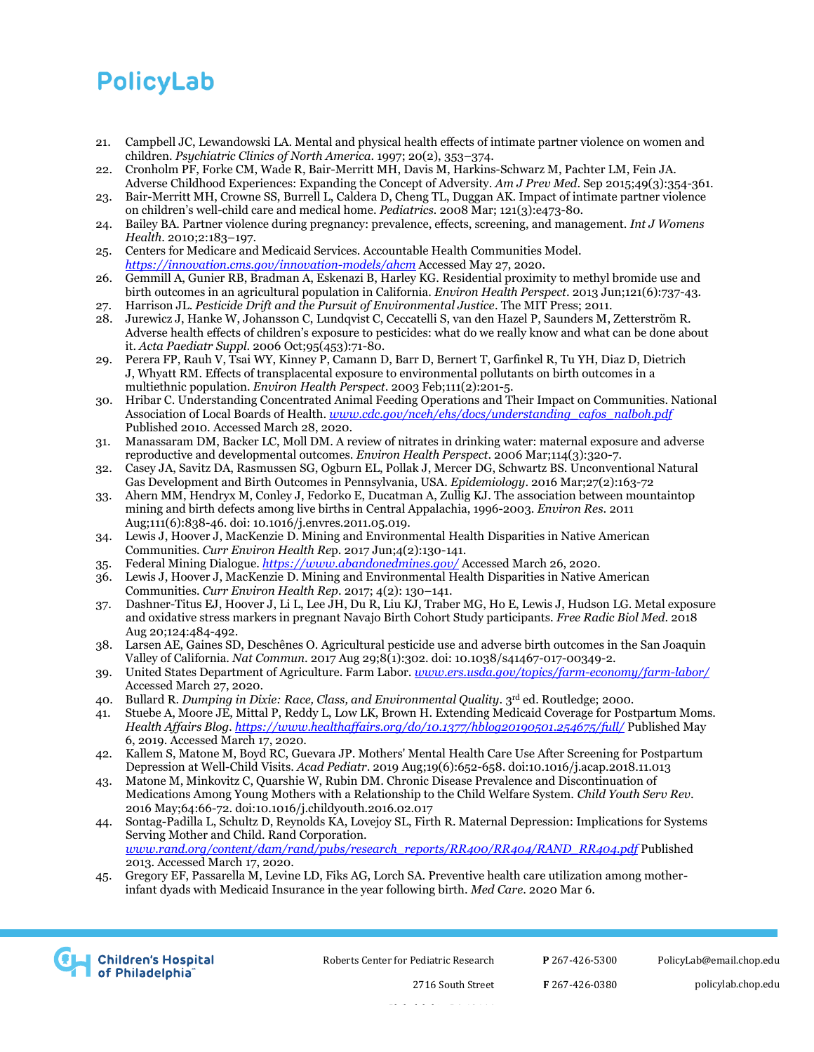21. Campbell JC, Lewandowski LA. Mental and physical health effects of intimate partner violence on women and children. *Psychiatric Clinics of North America*. 1997; 20(2), 353–374.
22. Cronholm PF, Forke CM, Wade R, Bair-Merritt MH, Davis M, Harkins-Schwarz M, Pachter LM, Fein JA. Adverse Childhood Experiences: Expanding the Concept of Adversity. *Am J Prev Med*. Sep 2015;49(3):354-361.
23. Bair-Merritt MH, Crowne SS, Burrell L, Caldera D, Cheng TL, Duggan AK. Impact of intimate partner violence on children's well-child care and medical home. *Pediatrics*. 2008 Mar; 121(3):e473-80.
24. Bailey BA. Partner violence during pregnancy: prevalence, effects, screening, and management. *Int J Womens Health*. 2010;2:183–197.
25. Centers for Medicare and Medicaid Services. Accountable Health Communities Model. *https://innovation.cms.gov/innovation-models/ahcm* Accessed May 27, 2020.
26. Gemmill A, Gunier RB, Bradman A, Eskenazi B, Harley KG. Residential proximity to methyl bromide use and birth outcomes in an agricultural population in California. *Environ Health Perspect*. 2013 Jun;121(6):737-43.
27. Harrison JL. *Pesticide Drift and the Pursuit of Environmental Justice*. The MIT Press; 2011.
28. Jurewicz J, Hanke W, Johansson C, Lundqvist C, Ceccatelli S, van den Hazel P, Saunders M, Zetterström R. Adverse health effects of children's exposure to pesticides: what do we really know and what can be done about it. *Acta Paediatr Suppl*. 2006 Oct;95(453):71-80.
29. Perera FP, Rauh V, Tsai WY, Kinney P, Camann D, Barr D, Bernert T, Garfinkel R, Tu YH, Diaz D, Dietrich J, Whyatt RM. Effects of transplacental exposure to environmental pollutants on birth outcomes in a multiethnic population. *Environ Health Perspect*. 2003 Feb;111(2):201-5.
30. Hribar C. Understanding Concentrated Animal Feeding Operations and Their Impact on Communities. National Association of Local Boards of Health. *www.cdc.gov/nceh/ehs/docs/understanding_cafos_nalboh.pdf* Published 2010. Accessed March 28, 2020.
31. Manassaram DM, Backer LC, Moll DM. A review of nitrates in drinking water: maternal exposure and adverse reproductive and developmental outcomes. *Environ Health Perspect*. 2006 Mar;114(3):320-7.
32. Casey JA, Savitz DA, Rasmussen SG, Ogburn EL, Pollak J, Mercer DG, Schwartz BS. Unconventional Natural Gas Development and Birth Outcomes in Pennsylvania, USA. *Epidemiology*. 2016 Mar;27(2):163-72
33. Ahern MM, Hendryx M, Conley J, Fedorko E, Ducatman A, Zullig KJ. The association between mountaintop mining and birth defects among live births in Central Appalachia, 1996-2003. *Environ Res*. 2011 Aug;111(6):838-46. doi: 10.1016/j.envres.2011.05.019.
34. Lewis J, Hoover J, MacKenzie D. Mining and Environmental Health Disparities in Native American Communities. *Curr Environ Health Rep*. 2017 Jun;4(2):130-141.
35. Federal Mining Dialogue. *https://www.abandonedmines.gov/* Accessed March 26, 2020.
36. Lewis J, Hoover J, MacKenzie D. Mining and Environmental Health Disparities in Native American Communities. *Curr Environ Health Rep*. 2017; 4(2): 130–141.
37. Dashner-Titus EJ, Hoover J, Li L, Lee JH, Du R, Liu KJ, Traber MG, Ho E, Lewis J, Hudson LG. Metal exposure and oxidative stress markers in pregnant Navajo Birth Cohort Study participants. *Free Radic Biol Med*. 2018 Aug 20;124:484-492.
38. Larsen AE, Gaines SD, Deschênes O. Agricultural pesticide use and adverse birth outcomes in the San Joaquin Valley of California. *Nat Commun*. 2017 Aug 29;8(1):302. doi: 10.1038/s41467-017-00349-2.
39. United States Department of Agriculture. Farm Labor. *www.ers.usda.gov/topics/farm-economy/farm-labor/* Accessed March 27, 2020.
40. Bullard R. *Dumping in Dixie: Race, Class, and Environmental Quality*. 3rd ed. Routledge; 2000.
41. Stuebe A, Moore JE, Mittal P, Reddy L, Low LK, Brown H. Extending Medicaid Coverage for Postpartum Moms. *Health Affairs Blog*. *https://www.healthaffairs.org/do/10.1377/hblog20190501.254675/full/* Published May 6, 2019. Accessed March 17, 2020.
42. Kallem S, Matone M, Boyd RC, Guevara JP. Mothers' Mental Health Care Use After Screening for Postpartum Depression at Well-Child Visits. *Acad Pediatr*. 2019 Aug;19(6):652-658. doi:10.1016/j.acap.2018.11.013
43. Matone M, Minkovitz C, Quarshie W, Rubin DM. Chronic Disease Prevalence and Discontinuation of Medications Among Young Mothers with a Relationship to the Child Welfare System. *Child Youth Serv Rev*. 2016 May;64:66-72. doi:10.1016/j.childyouth.2016.02.017
44. Sontag-Padilla L, Schultz D, Reynolds KA, Lovejoy SL, Firth R. Maternal Depression: Implications for Systems Serving Mother and Child. Rand Corporation. *www.rand.org/content/dam/rand/pubs/research_reports/RR400/RR404/RAND_RR404.pdf* Published 2013. Accessed March 17, 2020.
45. Gregory EF, Passarella M, Levine LD, Fiks AG, Lorch SA. Preventive health care utilization among mother-infant dyads with Medicaid Insurance in the year following birth. *Med Care*. 2020 Mar 6.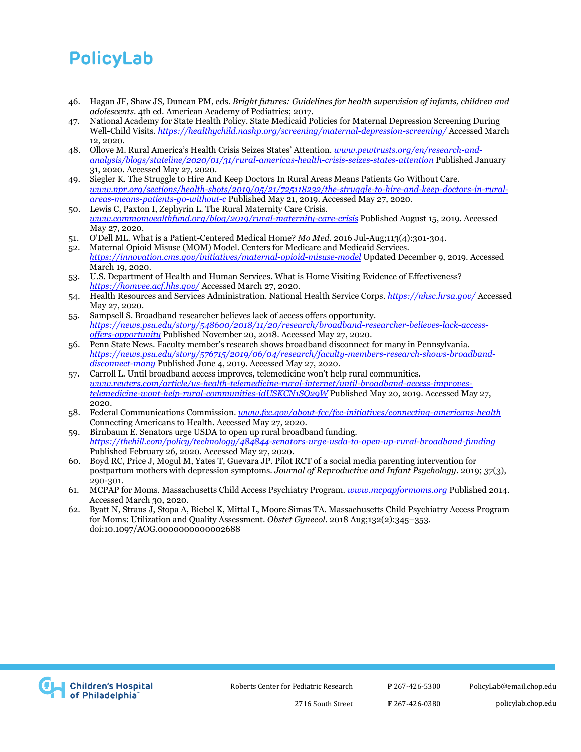46. Hagan JF, Shaw JS, Duncan PM, eds. *Bright futures: Guidelines for health supervision of infants, children and adolescents*. 4th ed. American Academy of Pediatrics; 2017.
47. National Academy for State Health Policy. State Medicaid Policies for Maternal Depression Screening During Well-Child Visits. *https://healthychild.nashp.org/screening/maternal-depression-screening/* Accessed March 12, 2020.
48. Ollove M. Rural America's Health Crisis Seizes States' Attention. *www.pewtrusts.org/en/research-and-analysis/blogs/stateline/2020/01/31/rural-americas-health-crisis-seizes-states-attention* Published January 31, 2020. Accessed May 27, 2020.
49. Siegler K. The Struggle to Hire And Keep Doctors In Rural Areas Means Patients Go Without Care. *www.npr.org/sections/health-shots/2019/05/21/725118232/the-struggle-to-hire-and-keep-doctors-in-rural-areas-means-patients-go-without-c* Published May 21, 2019. Accessed May 27, 2020.
50. Lewis C, Paxton I, Zephyrin L. The Rural Maternity Care Crisis. *www.commonwealthfund.org/blog/2019/rural-maternity-care-crisis* Published August 15, 2019. Accessed May 27, 2020.
51. O'Dell ML. What is a Patient-Centered Medical Home? *Mo Med*. 2016 Jul-Aug;113(4):301-304.
52. Maternal Opioid Misuse (MOM) Model. Centers for Medicare and Medicaid Services. *https://innovation.cms.gov/initiatives/maternal-opioid-misuse-model* Updated December 9, 2019. Accessed March 19, 2020.
53. U.S. Department of Health and Human Services. What is Home Visiting Evidence of Effectiveness? *https://homvee.acf.hhs.gov/* Accessed March 27, 2020.
54. Health Resources and Services Administration. National Health Service Corps. *https://nhsc.hrsa.gov/* Accessed May 27, 2020.
55. Sampsell S. Broadband researcher believes lack of access offers opportunity. *https://news.psu.edu/story/548600/2018/11/20/research/broadband-researcher-believes-lack-access-offers-opportunity* Published November 20, 2018. Accessed May 27, 2020.
56. Penn State News. Faculty member's research shows broadband disconnect for many in Pennsylvania. *https://news.psu.edu/story/576715/2019/06/04/research/faculty-members-research-shows-broadband-disconnect-many* Published June 4, 2019. Accessed May 27, 2020.
57. Carroll L. Until broadband access improves, telemedicine won't help rural communities. *www.reuters.com/article/us-health-telemedicine-rural-internet/until-broadband-access-improves-telemedicine-wont-help-rural-communities-idUSKCN1SQ29W* Published May 20, 2019. Accessed May 27, 2020.
58. Federal Communications Commission. *www.fcc.gov/about-fcc/fcc-initiatives/connecting-americans-health* Connecting Americans to Health. Accessed May 27, 2020.
59. Birnbaum E. Senators urge USDA to open up rural broadband funding. *https://thehill.com/policy/technology/484844-senators-urge-usda-to-open-up-rural-broadband-funding* Published February 26, 2020. Accessed May 27, 2020.
60. Boyd RC, Price J, Mogul M, Yates T, Guevara JP. Pilot RCT of a social media parenting intervention for postpartum mothers with depression symptoms. *Journal of Reproductive and Infant Psychology*. 2019; *37*(3), 290-301.
61. MCPAP for Moms. Massachusetts Child Access Psychiatry Program. *www.mcpapformoms.org* Published 2014. Accessed March 30, 2020.
62. Byatt N, Straus J, Stopa A, Biebel K, Mittal L, Moore Simas TA. Massachusetts Child Psychiatry Access Program for Moms: Utilization and Quality Assessment. *Obstet Gynecol*. 2018 Aug;132(2):345–353. doi:10.1097/AOG.0000000000002688